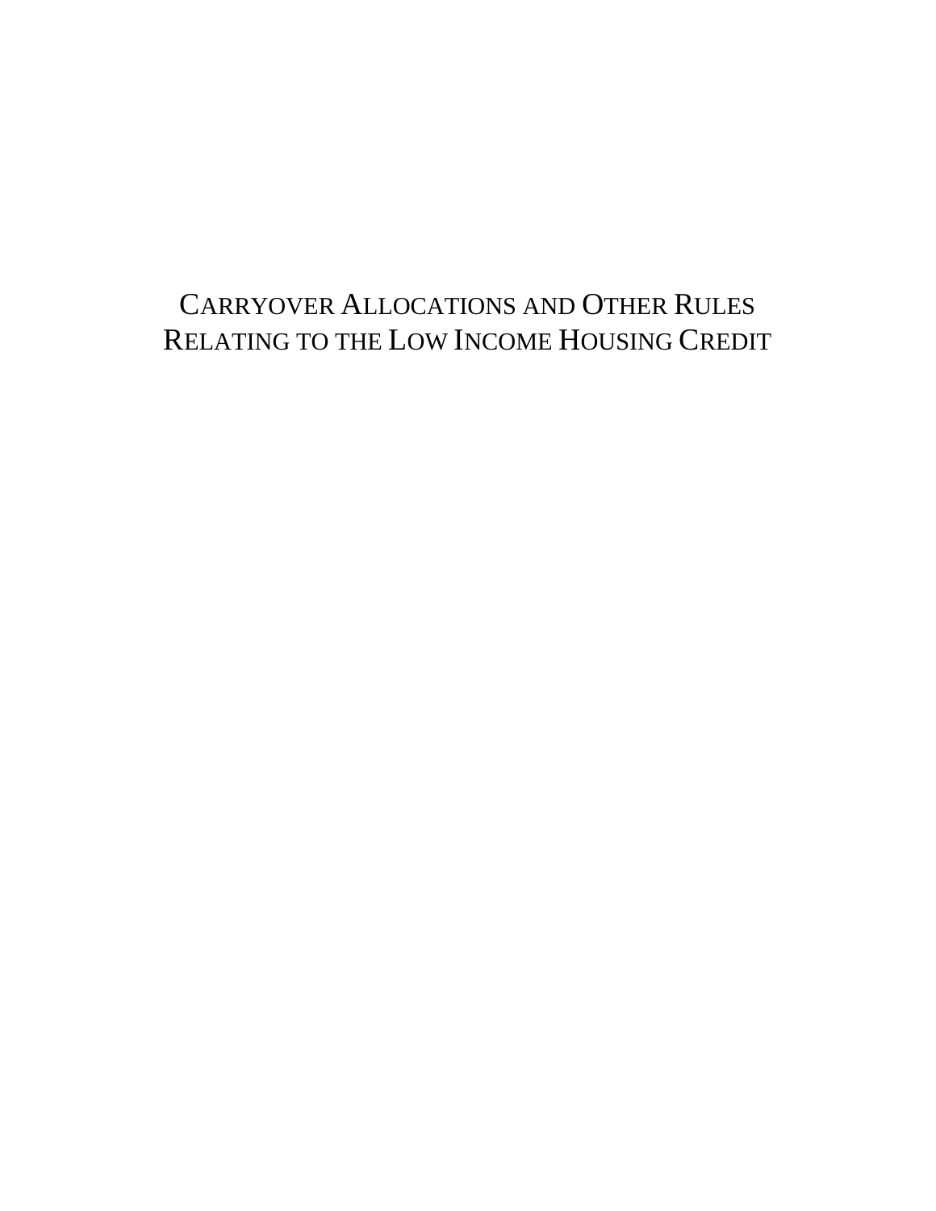# CARRYOVER ALLOCATIONS AND OTHER RULES RELATING TO THE LOW INCOME HOUSING CREDIT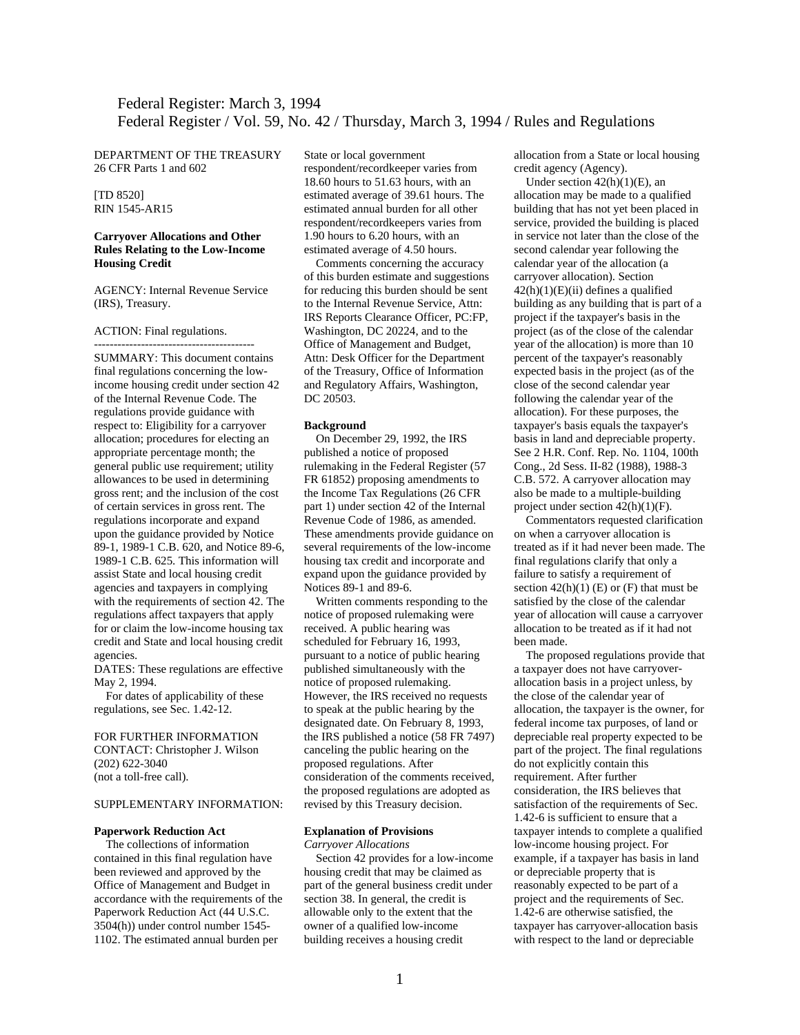Federal Register: March 3, 1994

Federal Register / Vol. 59, No. 42 / Thursday, March 3, 1994 / Rules and Regulations

DEPARTMENT OF THE TREASURY
26 CFR Parts 1 and 602

[TD 8520]
RIN 1545-AR15

**Carryover Allocations and Other Rules Relating to the Low-Income Housing Credit**

AGENCY: Internal Revenue Service (IRS), Treasury.

ACTION: Final regulations.

-----------------------------------------

SUMMARY: This document contains final regulations concerning the low-income housing credit under section 42 of the Internal Revenue Code. The regulations provide guidance with respect to: Eligibility for a carryover allocation; procedures for electing an appropriate percentage month; the general public use requirement; utility allowances to be used in determining gross rent; and the inclusion of the cost of certain services in gross rent. The regulations incorporate and expand upon the guidance provided by Notice 89-1, 1989-1 C.B. 620, and Notice 89-6, 1989-1 C.B. 625. This information will assist State and local housing credit agencies and taxpayers in complying with the requirements of section 42. The regulations affect taxpayers that apply for or claim the low-income housing tax credit and State and local housing credit agencies.

DATES: These regulations are effective May 2, 1994.

For dates of applicability of these regulations, see Sec. 1.42-12.

FOR FURTHER INFORMATION CONTACT: Christopher J. Wilson (202) 622-3040
(not a toll-free call).

SUPPLEMENTARY INFORMATION:

**Paperwork Reduction Act**

The collections of information contained in this final regulation have been reviewed and approved by the Office of Management and Budget in accordance with the requirements of the Paperwork Reduction Act (44 U.S.C. 3504(h)) under control number 1545-1102. The estimated annual burden per State or local government respondent/recordkeeper varies from 18.60 hours to 51.63 hours, with an estimated average of 39.61 hours. The estimated annual burden for all other respondent/recordkeepers varies from 1.90 hours to 6.20 hours, with an estimated average of 4.50 hours.

Comments concerning the accuracy of this burden estimate and suggestions for reducing this burden should be sent to the Internal Revenue Service, Attn: IRS Reports Clearance Officer, PC:FP, Washington, DC 20224, and to the Office of Management and Budget, Attn: Desk Officer for the Department of the Treasury, Office of Information and Regulatory Affairs, Washington, DC 20503.

**Background**

On December 29, 1992, the IRS published a notice of proposed rulemaking in the Federal Register (57 FR 61852) proposing amendments to the Income Tax Regulations (26 CFR part 1) under section 42 of the Internal Revenue Code of 1986, as amended. These amendments provide guidance on several requirements of the low-income housing tax credit and incorporate and expand upon the guidance provided by Notices 89-1 and 89-6.

Written comments responding to the notice of proposed rulemaking were received. A public hearing was scheduled for February 16, 1993, pursuant to a notice of public hearing published simultaneously with the notice of proposed rulemaking. However, the IRS received no requests to speak at the public hearing by the designated date. On February 8, 1993, the IRS published a notice (58 FR 7497) canceling the public hearing on the proposed regulations. After consideration of the comments received, the proposed regulations are adopted as revised by this Treasury decision.

**Explanation of Provisions**

*Carryover Allocations*

Section 42 provides for a low-income housing credit that may be claimed as part of the general business credit under section 38. In general, the credit is allowable only to the extent that the owner of a qualified low-income building receives a housing credit allocation from a State or local housing credit agency (Agency).

Under section 42(h)(1)(E), an allocation may be made to a qualified building that has not yet been placed in service, provided the building is placed in service not later than the close of the second calendar year following the calendar year of the allocation (a carryover allocation). Section 42(h)(1)(E)(ii) defines a qualified building as any building that is part of a project if the taxpayer's basis in the project (as of the close of the calendar year of the allocation) is more than 10 percent of the taxpayer's reasonably expected basis in the project (as of the close of the second calendar year following the calendar year of the allocation). For these purposes, the taxpayer's basis equals the taxpayer's basis in land and depreciable property. See 2 H.R. Conf. Rep. No. 1104, 100th Cong., 2d Sess. II-82 (1988), 1988-3 C.B. 572. A carryover allocation may also be made to a multiple-building project under section 42(h)(1)(F).

Commentators requested clarification on when a carryover allocation is treated as if it had never been made. The final regulations clarify that only a failure to satisfy a requirement of section 42(h)(1) (E) or (F) that must be satisfied by the close of the calendar year of allocation will cause a carryover allocation to be treated as if it had not been made.

The proposed regulations provide that a taxpayer does not have carryover-allocation basis in a project unless, by the close of the calendar year of allocation, the taxpayer is the owner, for federal income tax purposes, of land or depreciable real property expected to be part of the project. The final regulations do not explicitly contain this requirement. After further consideration, the IRS believes that satisfaction of the requirements of Sec. 1.42-6 is sufficient to ensure that a taxpayer intends to complete a qualified low-income housing project. For example, if a taxpayer has basis in land or depreciable property that is reasonably expected to be part of a project and the requirements of Sec. 1.42-6 are otherwise satisfied, the taxpayer has carryover-allocation basis with respect to the land or depreciable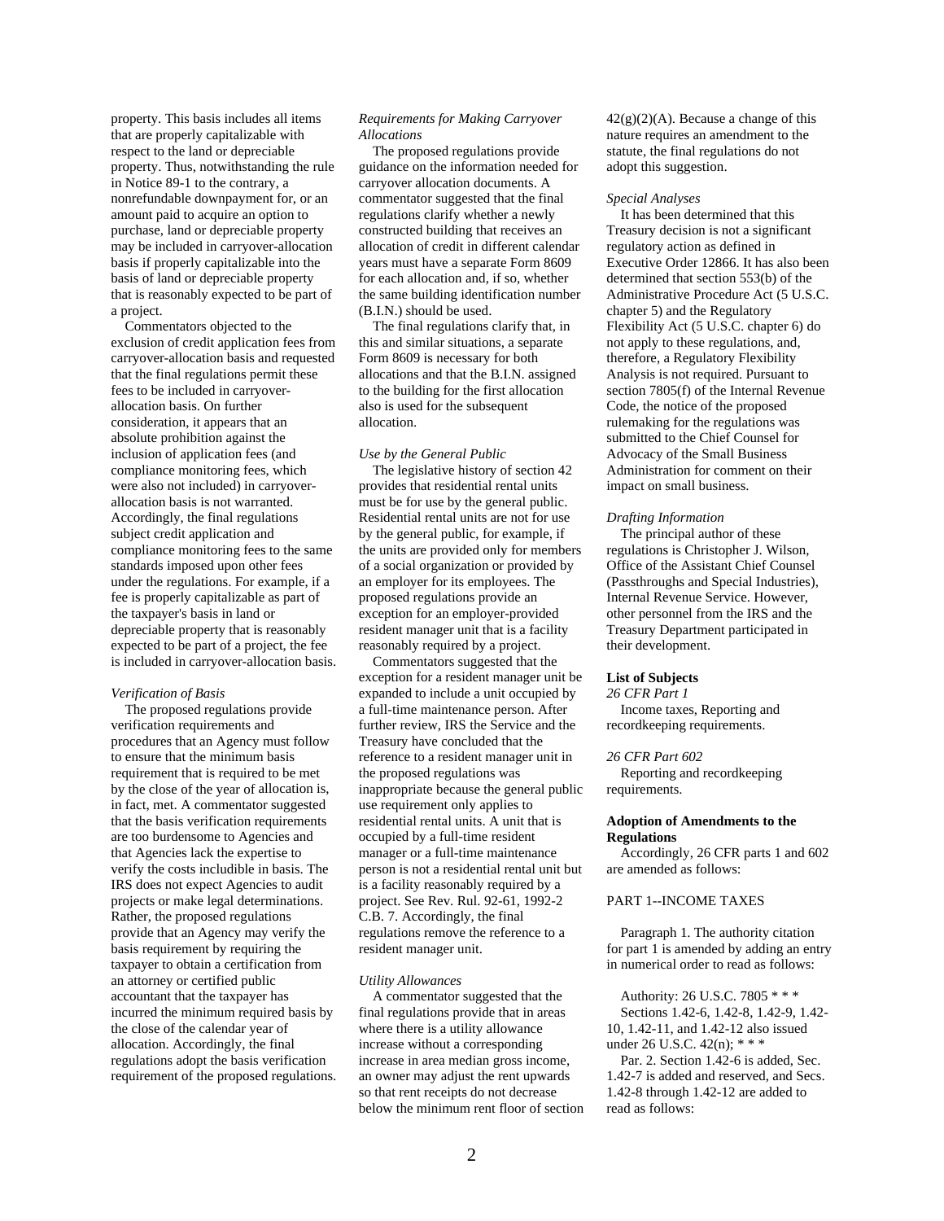property. This basis includes all items that are properly capitalizable with respect to the land or depreciable property. Thus, notwithstanding the rule in Notice 89-1 to the contrary, a nonrefundable downpayment for, or an amount paid to acquire an option to purchase, land or depreciable property may be included in carryover-allocation basis if properly capitalizable into the basis of land or depreciable property that is reasonably expected to be part of a project.

Commentators objected to the exclusion of credit application fees from carryover-allocation basis and requested that the final regulations permit these fees to be included in carryover-allocation basis. On further consideration, it appears that an absolute prohibition against the inclusion of application fees (and compliance monitoring fees, which were also not included) in carryover-allocation basis is not warranted. Accordingly, the final regulations subject credit application and compliance monitoring fees to the same standards imposed upon other fees under the regulations. For example, if a fee is properly capitalizable as part of the taxpayer's basis in land or depreciable property that is reasonably expected to be part of a project, the fee is included in carryover-allocation basis.

*Verification of Basis*

The proposed regulations provide verification requirements and procedures that an Agency must follow to ensure that the minimum basis requirement that is required to be met by the close of the year of allocation is, in fact, met. A commentator suggested that the basis verification requirements are too burdensome to Agencies and that Agencies lack the expertise to verify the costs includible in basis. The IRS does not expect Agencies to audit projects or make legal determinations. Rather, the proposed regulations provide that an Agency may verify the basis requirement by requiring the taxpayer to obtain a certification from an attorney or certified public accountant that the taxpayer has incurred the minimum required basis by the close of the calendar year of allocation. Accordingly, the final regulations adopt the basis verification requirement of the proposed regulations.

*Requirements for Making Carryover Allocations*

The proposed regulations provide guidance on the information needed for carryover allocation documents. A commentator suggested that the final regulations clarify whether a newly constructed building that receives an allocation of credit in different calendar years must have a separate Form 8609 for each allocation and, if so, whether the same building identification number (B.I.N.) should be used.

The final regulations clarify that, in this and similar situations, a separate Form 8609 is necessary for both allocations and that the B.I.N. assigned to the building for the first allocation also is used for the subsequent allocation.

*Use by the General Public*

The legislative history of section 42 provides that residential rental units must be for use by the general public. Residential rental units are not for use by the general public, for example, if the units are provided only for members of a social organization or provided by an employer for its employees. The proposed regulations provide an exception for an employer-provided resident manager unit that is a facility reasonably required by a project.

Commentators suggested that the exception for a resident manager unit be expanded to include a unit occupied by a full-time maintenance person. After further review, IRS the Service and the Treasury have concluded that the reference to a resident manager unit in the proposed regulations was inappropriate because the general public use requirement only applies to residential rental units. A unit that is occupied by a full-time resident manager or a full-time maintenance person is not a residential rental unit but is a facility reasonably required by a project. See Rev. Rul. 92-61, 1992-2 C.B. 7. Accordingly, the final regulations remove the reference to a resident manager unit.

*Utility Allowances*

A commentator suggested that the final regulations provide that in areas where there is a utility allowance increase without a corresponding increase in area median gross income, an owner may adjust the rent upwards so that rent receipts do not decrease below the minimum rent floor of section 42(g)(2)(A). Because a change of this nature requires an amendment to the statute, the final regulations do not adopt this suggestion.

*Special Analyses*

It has been determined that this Treasury decision is not a significant regulatory action as defined in Executive Order 12866. It has also been determined that section 553(b) of the Administrative Procedure Act (5 U.S.C. chapter 5) and the Regulatory Flexibility Act (5 U.S.C. chapter 6) do not apply to these regulations, and, therefore, a Regulatory Flexibility Analysis is not required. Pursuant to section 7805(f) of the Internal Revenue Code, the notice of the proposed rulemaking for the regulations was submitted to the Chief Counsel for Advocacy of the Small Business Administration for comment on their impact on small business.

*Drafting Information*

The principal author of these regulations is Christopher J. Wilson, Office of the Assistant Chief Counsel (Passthroughs and Special Industries), Internal Revenue Service. However, other personnel from the IRS and the Treasury Department participated in their development.

**List of Subjects**

*26 CFR Part 1*

Income taxes, Reporting and recordkeeping requirements.

*26 CFR Part 602*

Reporting and recordkeeping requirements.

**Adoption of Amendments to the Regulations**

Accordingly, 26 CFR parts 1 and 602 are amended as follows:

PART 1--INCOME TAXES

Paragraph 1. The authority citation for part 1 is amended by adding an entry in numerical order to read as follows:

Authority: 26 U.S.C. 7805 * * *
Sections 1.42-6, 1.42-8, 1.42-9, 1.42-10, 1.42-11, and 1.42-12 also issued under 26 U.S.C. 42(n); * * *

Par. 2. Section 1.42-6 is added, Sec. 1.42-7 is added and reserved, and Secs. 1.42-8 through 1.42-12 are added to read as follows: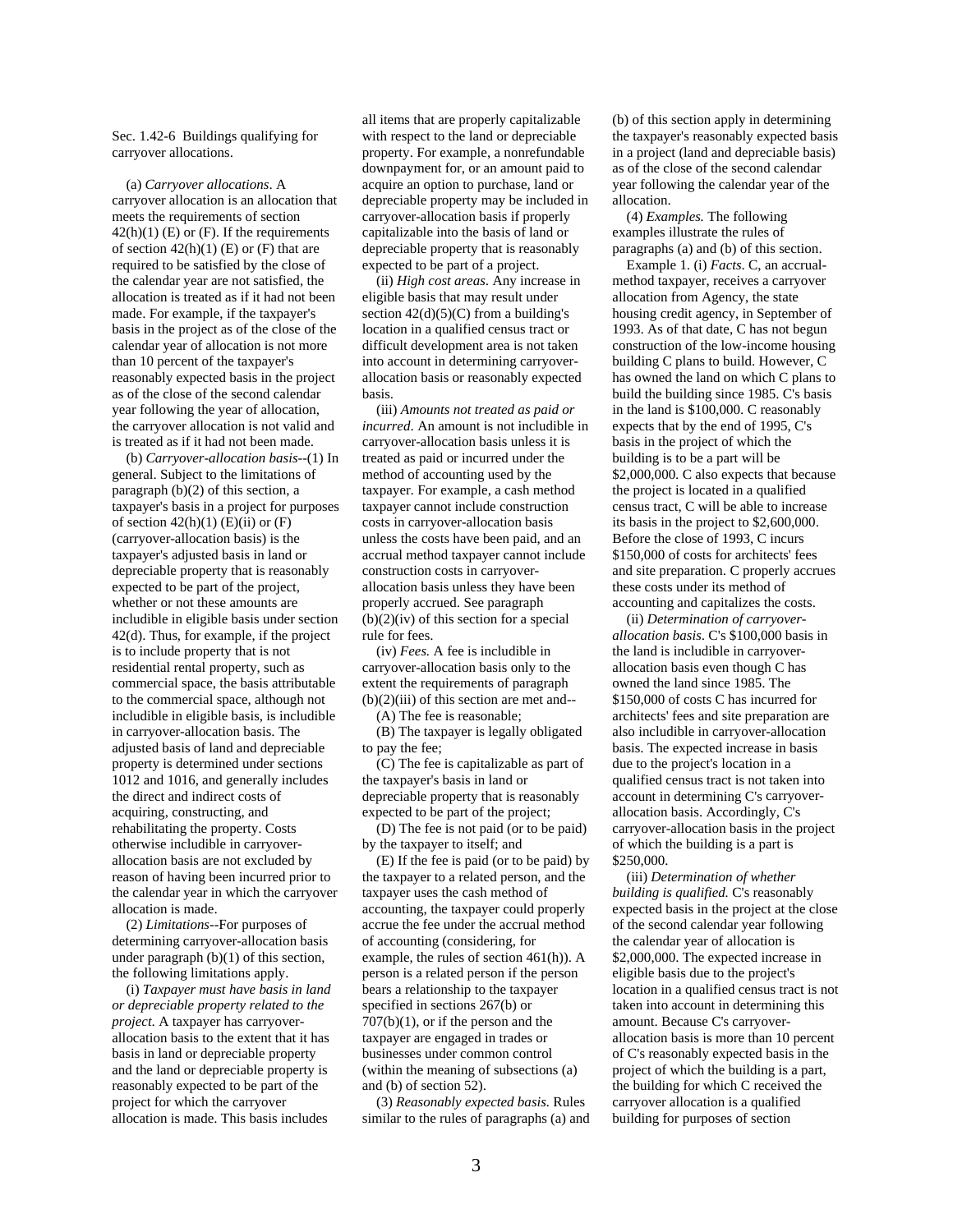Sec. 1.42-6 Buildings qualifying for carryover allocations.

(a) *Carryover allocations*. A carryover allocation is an allocation that meets the requirements of section 42(h)(1) (E) or (F). If the requirements of section 42(h)(1) (E) or (F) that are required to be satisfied by the close of the calendar year are not satisfied, the allocation is treated as if it had not been made. For example, if the taxpayer's basis in the project as of the close of the calendar year of allocation is not more than 10 percent of the taxpayer's reasonably expected basis in the project as of the close of the second calendar year following the year of allocation, the carryover allocation is not valid and is treated as if it had not been made.

(b) *Carryover-allocation basis*--(1) In general. Subject to the limitations of paragraph (b)(2) of this section, a taxpayer's basis in a project for purposes of section 42(h)(1) (E)(ii) or (F) (carryover-allocation basis) is the taxpayer's adjusted basis in land or depreciable property that is reasonably expected to be part of the project, whether or not these amounts are includible in eligible basis under section 42(d). Thus, for example, if the project is to include property that is not residential rental property, such as commercial space, the basis attributable to the commercial space, although not includible in eligible basis, is includible in carryover-allocation basis. The adjusted basis of land and depreciable property is determined under sections 1012 and 1016, and generally includes the direct and indirect costs of acquiring, constructing, and rehabilitating the property. Costs otherwise includible in carryover-allocation basis are not excluded by reason of having been incurred prior to the calendar year in which the carryover allocation is made.

(2) *Limitations*--For purposes of determining carryover-allocation basis under paragraph (b)(1) of this section, the following limitations apply.

(i) *Taxpayer must have basis in land or depreciable property related to the project.* A taxpayer has carryover-allocation basis to the extent that it has basis in land or depreciable property and the land or depreciable property is reasonably expected to be part of the project for which the carryover allocation is made. This basis includes all items that are properly capitalizable with respect to the land or depreciable property. For example, a nonrefundable downpayment for, or an amount paid to acquire an option to purchase, land or depreciable property may be included in carryover-allocation basis if properly capitalizable into the basis of land or depreciable property that is reasonably expected to be part of a project.

(ii) *High cost areas.* Any increase in eligible basis that may result under section 42(d)(5)(C) from a building's location in a qualified census tract or difficult development area is not taken into account in determining carryover-allocation basis or reasonably expected basis.

(iii) *Amounts not treated as paid or incurred*. An amount is not includible in carryover-allocation basis unless it is treated as paid or incurred under the method of accounting used by the taxpayer. For example, a cash method taxpayer cannot include construction costs in carryover-allocation basis unless the costs have been paid, and an accrual method taxpayer cannot include construction costs in carryover-allocation basis unless they have been properly accrued. See paragraph (b)(2)(iv) of this section for a special rule for fees.

(iv) *Fees.* A fee is includible in carryover-allocation basis only to the extent the requirements of paragraph (b)(2)(iii) of this section are met and--

(A) The fee is reasonable;

(B) The taxpayer is legally obligated to pay the fee;

(C) The fee is capitalizable as part of the taxpayer's basis in land or depreciable property that is reasonably expected to be part of the project;

(D) The fee is not paid (or to be paid) by the taxpayer to itself; and

(E) If the fee is paid (or to be paid) by the taxpayer to a related person, and the taxpayer uses the cash method of accounting, the taxpayer could properly accrue the fee under the accrual method of accounting (considering, for example, the rules of section 461(h)). A person is a related person if the person bears a relationship to the taxpayer specified in sections 267(b) or 707(b)(1), or if the person and the taxpayer are engaged in trades or businesses under common control (within the meaning of subsections (a) and (b) of section 52).

(3) *Reasonably expected basis.* Rules similar to the rules of paragraphs (a) and (b) of this section apply in determining the taxpayer's reasonably expected basis in a project (land and depreciable basis) as of the close of the second calendar year following the calendar year of the allocation.

(4) *Examples.* The following examples illustrate the rules of paragraphs (a) and (b) of this section.

Example 1. (i) *Facts*. C, an accrual-method taxpayer, receives a carryover allocation from Agency, the state housing credit agency, in September of 1993. As of that date, C has not begun construction of the low-income housing building C plans to build. However, C has owned the land on which C plans to build the building since 1985. C's basis in the land is $100,000. C reasonably expects that by the end of 1995, C's basis in the project of which the building is to be a part will be $2,000,000. C also expects that because the project is located in a qualified census tract, C will be able to increase its basis in the project to $2,600,000. Before the close of 1993, C incurs $150,000 of costs for architects' fees and site preparation. C properly accrues these costs under its method of accounting and capitalizes the costs.

(ii) *Determination of carryover-allocation basis*. C's $100,000 basis in the land is includible in carryover-allocation basis even though C has owned the land since 1985. The $150,000 of costs C has incurred for architects' fees and site preparation are also includible in carryover-allocation basis. The expected increase in basis due to the project's location in a qualified census tract is not taken into account in determining C's carryover-allocation basis. Accordingly, C's carryover-allocation basis in the project of which the building is a part is $250,000.

(iii) *Determination of whether building is qualified.* C's reasonably expected basis in the project at the close of the second calendar year following the calendar year of allocation is $2,000,000. The expected increase in eligible basis due to the project's location in a qualified census tract is not taken into account in determining this amount. Because C's carryover-allocation basis is more than 10 percent of C's reasonably expected basis in the project of which the building is a part, the building for which C received the carryover allocation is a qualified building for purposes of section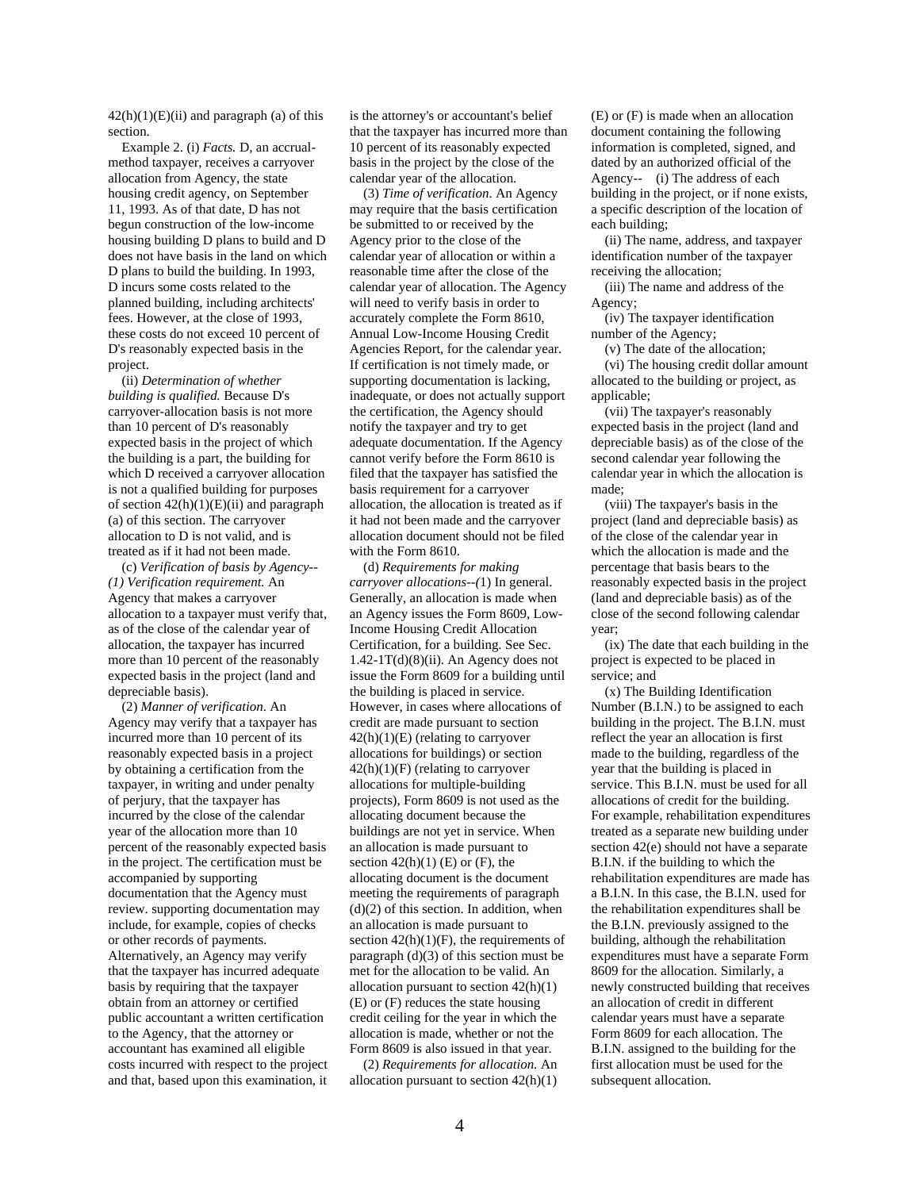42(h)(1)(E)(ii) and paragraph (a) of this section.

Example 2. (i) *Facts.* D, an accrual-method taxpayer, receives a carryover allocation from Agency, the state housing credit agency, on September 11, 1993. As of that date, D has not begun construction of the low-income housing building D plans to build and D does not have basis in the land on which D plans to build the building. In 1993, D incurs some costs related to the planned building, including architects' fees. However, at the close of 1993, these costs do not exceed 10 percent of D's reasonably expected basis in the project.

(ii) *Determination of whether building is qualified.* Because D's carryover-allocation basis is not more than 10 percent of D's reasonably expected basis in the project of which the building is a part, the building for which D received a carryover allocation is not a qualified building for purposes of section 42(h)(1)(E)(ii) and paragraph (a) of this section. The carryover allocation to D is not valid, and is treated as if it had not been made.

(c) *Verification of basis by Agency--(1) Verification requirement.* An Agency that makes a carryover allocation to a taxpayer must verify that, as of the close of the calendar year of allocation, the taxpayer has incurred more than 10 percent of the reasonably expected basis in the project (land and depreciable basis).

(2) *Manner of verification*. An Agency may verify that a taxpayer has incurred more than 10 percent of its reasonably expected basis in a project by obtaining a certification from the taxpayer, in writing and under penalty of perjury, that the taxpayer has incurred by the close of the calendar year of the allocation more than 10 percent of the reasonably expected basis in the project. The certification must be accompanied by supporting documentation that the Agency must review. supporting documentation may include, for example, copies of checks or other records of payments. Alternatively, an Agency may verify that the taxpayer has incurred adequate basis by requiring that the taxpayer obtain from an attorney or certified public accountant a written certification to the Agency, that the attorney or accountant has examined all eligible costs incurred with respect to the project and that, based upon this examination, it is the attorney's or accountant's belief that the taxpayer has incurred more than 10 percent of its reasonably expected basis in the project by the close of the calendar year of the allocation.

(3) *Time of verification.* An Agency may require that the basis certification be submitted to or received by the Agency prior to the close of the calendar year of allocation or within a reasonable time after the close of the calendar year of allocation. The Agency will need to verify basis in order to accurately complete the Form 8610, Annual Low-Income Housing Credit Agencies Report, for the calendar year. If certification is not timely made, or supporting documentation is lacking, inadequate, or does not actually support the certification, the Agency should notify the taxpayer and try to get adequate documentation. If the Agency cannot verify before the Form 8610 is filed that the taxpayer has satisfied the basis requirement for a carryover allocation, the allocation is treated as if it had not been made and the carryover allocation document should not be filed with the Form 8610.

(d) *Requirements for making carryover allocations--(*1) In general. Generally, an allocation is made when an Agency issues the Form 8609, Low-Income Housing Credit Allocation Certification, for a building. See Sec. 1.42-1T(d)(8)(ii). An Agency does not issue the Form 8609 for a building until the building is placed in service. However, in cases where allocations of credit are made pursuant to section 42(h)(1)(E) (relating to carryover allocations for buildings) or section 42(h)(1)(F) (relating to carryover allocations for multiple-building projects), Form 8609 is not used as the allocating document because the buildings are not yet in service. When an allocation is made pursuant to section 42(h)(1) (E) or (F), the allocating document is the document meeting the requirements of paragraph (d)(2) of this section. In addition, when an allocation is made pursuant to section 42(h)(1)(F), the requirements of paragraph (d)(3) of this section must be met for the allocation to be valid. An allocation pursuant to section 42(h)(1) (E) or (F) reduces the state housing credit ceiling for the year in which the allocation is made, whether or not the Form 8609 is also issued in that year.

(2) *Requirements for allocation.* An allocation pursuant to section 42(h)(1) (E) or (F) is made when an allocation document containing the following information is completed, signed, and dated by an authorized official of the Agency-- (i) The address of each building in the project, or if none exists, a specific description of the location of each building;

(ii) The name, address, and taxpayer identification number of the taxpayer receiving the allocation;

(iii) The name and address of the Agency;

(iv) The taxpayer identification number of the Agency;

(v) The date of the allocation;

(vi) The housing credit dollar amount allocated to the building or project, as applicable;

(vii) The taxpayer's reasonably expected basis in the project (land and depreciable basis) as of the close of the second calendar year following the calendar year in which the allocation is made;

(viii) The taxpayer's basis in the project (land and depreciable basis) as of the close of the calendar year in which the allocation is made and the percentage that basis bears to the reasonably expected basis in the project (land and depreciable basis) as of the close of the second following calendar year;

(ix) The date that each building in the project is expected to be placed in service; and

(x) The Building Identification Number (B.I.N.) to be assigned to each building in the project. The B.I.N. must reflect the year an allocation is first made to the building, regardless of the year that the building is placed in service. This B.I.N. must be used for all allocations of credit for the building. For example, rehabilitation expenditures treated as a separate new building under section 42(e) should not have a separate B.I.N. if the building to which the rehabilitation expenditures are made has a B.I.N. In this case, the B.I.N. used for the rehabilitation expenditures shall be the B.I.N. previously assigned to the building, although the rehabilitation expenditures must have a separate Form 8609 for the allocation. Similarly, a newly constructed building that receives an allocation of credit in different calendar years must have a separate Form 8609 for each allocation. The B.I.N. assigned to the building for the first allocation must be used for the subsequent allocation.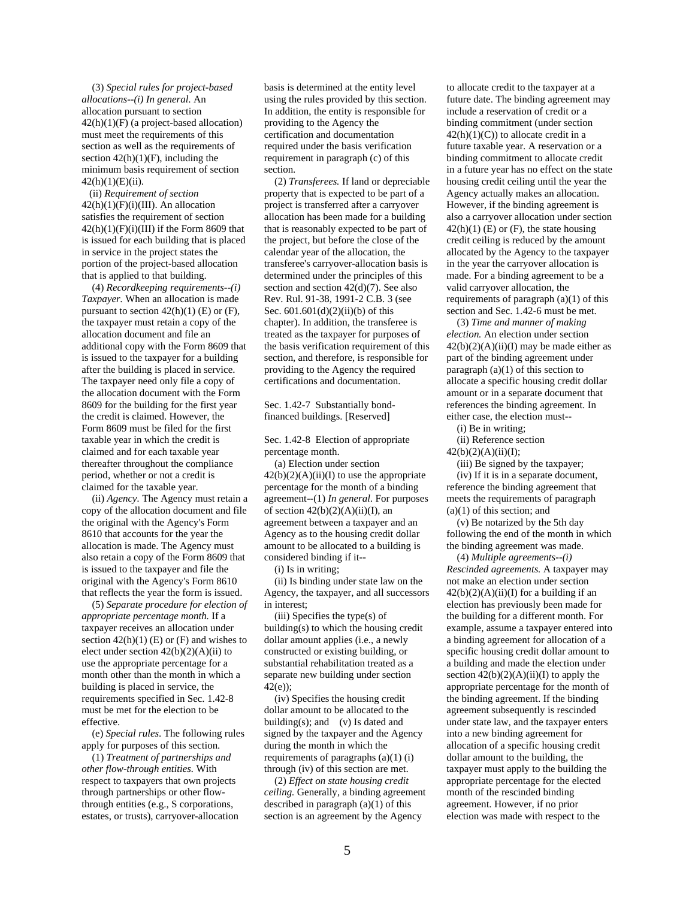(3) *Special rules for project-based allocations--(i) In general.* An allocation pursuant to section 42(h)(1)(F) (a project-based allocation) must meet the requirements of this section as well as the requirements of section 42(h)(1)(F), including the minimum basis requirement of section 42(h)(1)(E)(ii).

(ii) *Requirement of section 42(h)(1)(F)(i)(III).* An allocation satisfies the requirement of section 42(h)(1)(F)(i)(III) if the Form 8609 that is issued for each building that is placed in service in the project states the portion of the project-based allocation that is applied to that building.

(4) *Recordkeeping requirements--(i) Taxpayer.* When an allocation is made pursuant to section 42(h)(1) (E) or (F), the taxpayer must retain a copy of the allocation document and file an additional copy with the Form 8609 that is issued to the taxpayer for a building after the building is placed in service. The taxpayer need only file a copy of the allocation document with the Form 8609 for the building for the first year the credit is claimed. However, the Form 8609 must be filed for the first taxable year in which the credit is claimed and for each taxable year thereafter throughout the compliance period, whether or not a credit is claimed for the taxable year.

(ii) *Agency.* The Agency must retain a copy of the allocation document and file the original with the Agency's Form 8610 that accounts for the year the allocation is made. The Agency must also retain a copy of the Form 8609 that is issued to the taxpayer and file the original with the Agency's Form 8610 that reflects the year the form is issued.

(5) *Separate procedure for election of appropriate percentage month.* If a taxpayer receives an allocation under section 42(h)(1) (E) or (F) and wishes to elect under section 42(b)(2)(A)(ii) to use the appropriate percentage for a month other than the month in which a building is placed in service, the requirements specified in Sec. 1.42-8 must be met for the election to be effective.

(e) *Special rules.* The following rules apply for purposes of this section.

(1) *Treatment of partnerships and other flow-through entities.* With respect to taxpayers that own projects through partnerships or other flow-through entities (e.g., S corporations, estates, or trusts), carryover-allocation basis is determined at the entity level using the rules provided by this section. In addition, the entity is responsible for providing to the Agency the certification and documentation required under the basis verification requirement in paragraph (c) of this section.

(2) *Transferees.* If land or depreciable property that is expected to be part of a project is transferred after a carryover allocation has been made for a building that is reasonably expected to be part of the project, but before the close of the calendar year of the allocation, the transferee's carryover-allocation basis is determined under the principles of this section and section 42(d)(7). See also Rev. Rul. 91-38, 1991-2 C.B. 3 (see Sec. 601.601(d)(2)(ii)(b) of this chapter). In addition, the transferee is treated as the taxpayer for purposes of the basis verification requirement of this section, and therefore, is responsible for providing to the Agency the required certifications and documentation.

Sec. 1.42-7 Substantially bond-financed buildings. [Reserved]

Sec. 1.42-8 Election of appropriate percentage month.

(a) Election under section 42(b)(2)(A)(ii)(I) to use the appropriate percentage for the month of a binding agreement--(1) *In general.* For purposes of section 42(b)(2)(A)(ii)(I), an agreement between a taxpayer and an Agency as to the housing credit dollar amount to be allocated to a building is considered binding if it--

(i) Is in writing;

(ii) Is binding under state law on the Agency, the taxpayer, and all successors in interest;

(iii) Specifies the type(s) of building(s) to which the housing credit dollar amount applies (i.e., a newly constructed or existing building, or substantial rehabilitation treated as a separate new building under section 42(e));

(iv) Specifies the housing credit dollar amount to be allocated to the building(s); and (v) Is dated and signed by the taxpayer and the Agency during the month in which the requirements of paragraphs (a)(1) (i) through (iv) of this section are met.

(2) *Effect on state housing credit ceiling.* Generally, a binding agreement described in paragraph (a)(1) of this section is an agreement by the Agency to allocate credit to the taxpayer at a future date. The binding agreement may include a reservation of credit or a binding commitment (under section 42(h)(1)(C)) to allocate credit in a future taxable year. A reservation or a binding commitment to allocate credit in a future year has no effect on the state housing credit ceiling until the year the Agency actually makes an allocation. However, if the binding agreement is also a carryover allocation under section 42(h)(1) (E) or (F), the state housing credit ceiling is reduced by the amount allocated by the Agency to the taxpayer in the year the carryover allocation is made. For a binding agreement to be a valid carryover allocation, the requirements of paragraph (a)(1) of this section and Sec. 1.42-6 must be met.

(3) *Time and manner of making election.* An election under section 42(b)(2)(A)(ii)(I) may be made either as part of the binding agreement under paragraph (a)(1) of this section to allocate a specific housing credit dollar amount or in a separate document that references the binding agreement. In either case, the election must--

(i) Be in writing;

(ii) Reference section 42(b)(2)(A)(ii)(I);

(iii) Be signed by the taxpayer;

(iv) If it is in a separate document, reference the binding agreement that meets the requirements of paragraph (a)(1) of this section; and

(v) Be notarized by the 5th day following the end of the month in which the binding agreement was made.

(4) *Multiple agreements--(i) Rescinded agreements.* A taxpayer may not make an election under section 42(b)(2)(A)(ii)(I) for a building if an election has previously been made for the building for a different month. For example, assume a taxpayer entered into a binding agreement for allocation of a specific housing credit dollar amount to a building and made the election under section 42(b)(2)(A)(ii)(I) to apply the appropriate percentage for the month of the binding agreement. If the binding agreement subsequently is rescinded under state law, and the taxpayer enters into a new binding agreement for allocation of a specific housing credit dollar amount to the building, the taxpayer must apply to the building the appropriate percentage for the elected month of the rescinded binding agreement. However, if no prior election was made with respect to the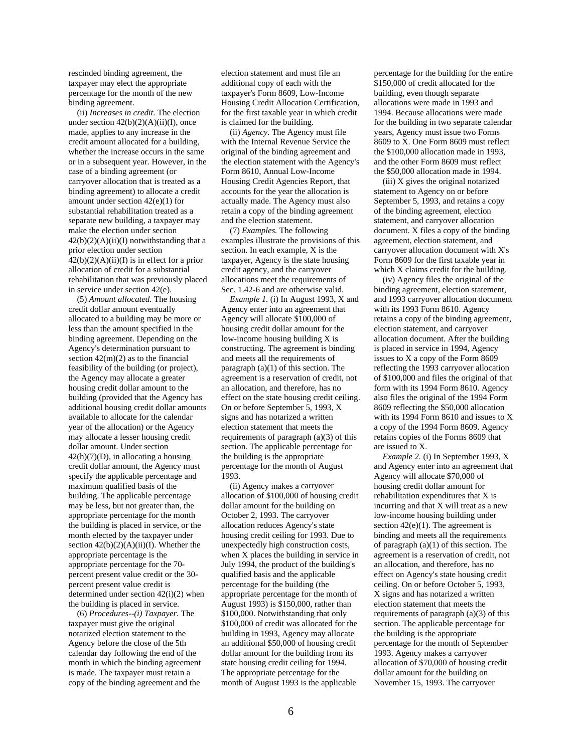rescinded binding agreement, the taxpayer may elect the appropriate percentage for the month of the new binding agreement.

(ii) *Increases in credit.* The election under section 42(b)(2)(A)(ii)(I), once made, applies to any increase in the credit amount allocated for a building, whether the increase occurs in the same or in a subsequent year. However, in the case of a binding agreement (or carryover allocation that is treated as a binding agreement) to allocate a credit amount under section 42(e)(1) for substantial rehabilitation treated as a separate new building, a taxpayer may make the election under section 42(b)(2)(A)(ii)(I) notwithstanding that a prior election under section 42(b)(2)(A)(ii)(I) is in effect for a prior allocation of credit for a substantial rehabilitation that was previously placed in service under section 42(e).

(5) *Amount allocated.* The housing credit dollar amount eventually allocated to a building may be more or less than the amount specified in the binding agreement. Depending on the Agency's determination pursuant to section 42(m)(2) as to the financial feasibility of the building (or project), the Agency may allocate a greater housing credit dollar amount to the building (provided that the Agency has additional housing credit dollar amounts available to allocate for the calendar year of the allocation) or the Agency may allocate a lesser housing credit dollar amount. Under section 42(h)(7)(D), in allocating a housing credit dollar amount, the Agency must specify the applicable percentage and maximum qualified basis of the building. The applicable percentage may be less, but not greater than, the appropriate percentage for the month the building is placed in service, or the month elected by the taxpayer under section 42(b)(2)(A)(ii)(I). Whether the appropriate percentage is the appropriate percentage for the 70-percent present value credit or the 30-percent present value credit is determined under section 42(i)(2) when the building is placed in service.

(6) *Procedures--(i) Taxpayer.* The taxpayer must give the original notarized election statement to the Agency before the close of the 5th calendar day following the end of the month in which the binding agreement is made. The taxpayer must retain a copy of the binding agreement and the election statement and must file an additional copy of each with the taxpayer's Form 8609, Low-Income Housing Credit Allocation Certification, for the first taxable year in which credit is claimed for the building.

(ii) *Agency.* The Agency must file with the Internal Revenue Service the original of the binding agreement and the election statement with the Agency's Form 8610, Annual Low-Income Housing Credit Agencies Report, that accounts for the year the allocation is actually made. The Agency must also retain a copy of the binding agreement and the election statement.

(7) *Examples.* The following examples illustrate the provisions of this section. In each example, X is the taxpayer, Agency is the state housing credit agency, and the carryover allocations meet the requirements of Sec. 1.42-6 and are otherwise valid.

*Example 1.* (i) In August 1993, X and Agency enter into an agreement that Agency will allocate $100,000 of housing credit dollar amount for the low-income housing building X is constructing. The agreement is binding and meets all the requirements of paragraph (a)(1) of this section. The agreement is a reservation of credit, not an allocation, and therefore, has no effect on the state housing credit ceiling. On or before September 5, 1993, X signs and has notarized a written election statement that meets the requirements of paragraph (a)(3) of this section. The applicable percentage for the building is the appropriate percentage for the month of August 1993.

(ii) Agency makes a carryover allocation of $100,000 of housing credit dollar amount for the building on October 2, 1993. The carryover allocation reduces Agency's state housing credit ceiling for 1993. Due to unexpectedly high construction costs, when X places the building in service in July 1994, the product of the building's qualified basis and the applicable percentage for the building (the appropriate percentage for the month of August 1993) is $150,000, rather than $100,000. Notwithstanding that only $100,000 of credit was allocated for the building in 1993, Agency may allocate an additional $50,000 of housing credit dollar amount for the building from its state housing credit ceiling for 1994. The appropriate percentage for the month of August 1993 is the applicable percentage for the building for the entire $150,000 of credit allocated for the building, even though separate allocations were made in 1993 and 1994. Because allocations were made for the building in two separate calendar years, Agency must issue two Forms 8609 to X. One Form 8609 must reflect the $100,000 allocation made in 1993, and the other Form 8609 must reflect the $50,000 allocation made in 1994.

(iii) X gives the original notarized statement to Agency on or before September 5, 1993, and retains a copy of the binding agreement, election statement, and carryover allocation document. X files a copy of the binding agreement, election statement, and carryover allocation document with X's Form 8609 for the first taxable year in which X claims credit for the building.

(iv) Agency files the original of the binding agreement, election statement, and 1993 carryover allocation document with its 1993 Form 8610. Agency retains a copy of the binding agreement, election statement, and carryover allocation document. After the building is placed in service in 1994, Agency issues to X a copy of the Form 8609 reflecting the 1993 carryover allocation of $100,000 and files the original of that form with its 1994 Form 8610. Agency also files the original of the 1994 Form 8609 reflecting the $50,000 allocation with its 1994 Form 8610 and issues to X a copy of the 1994 Form 8609. Agency retains copies of the Forms 8609 that are issued to X.

*Example 2.* (i) In September 1993, X and Agency enter into an agreement that Agency will allocate $70,000 of housing credit dollar amount for rehabilitation expenditures that X is incurring and that X will treat as a new low-income housing building under section 42(e)(1). The agreement is binding and meets all the requirements of paragraph (a)(1) of this section. The agreement is a reservation of credit, not an allocation, and therefore, has no effect on Agency's state housing credit ceiling. On or before October 5, 1993, X signs and has notarized a written election statement that meets the requirements of paragraph (a)(3) of this section. The applicable percentage for the building is the appropriate percentage for the month of September 1993. Agency makes a carryover allocation of $70,000 of housing credit dollar amount for the building on November 15, 1993. The carryover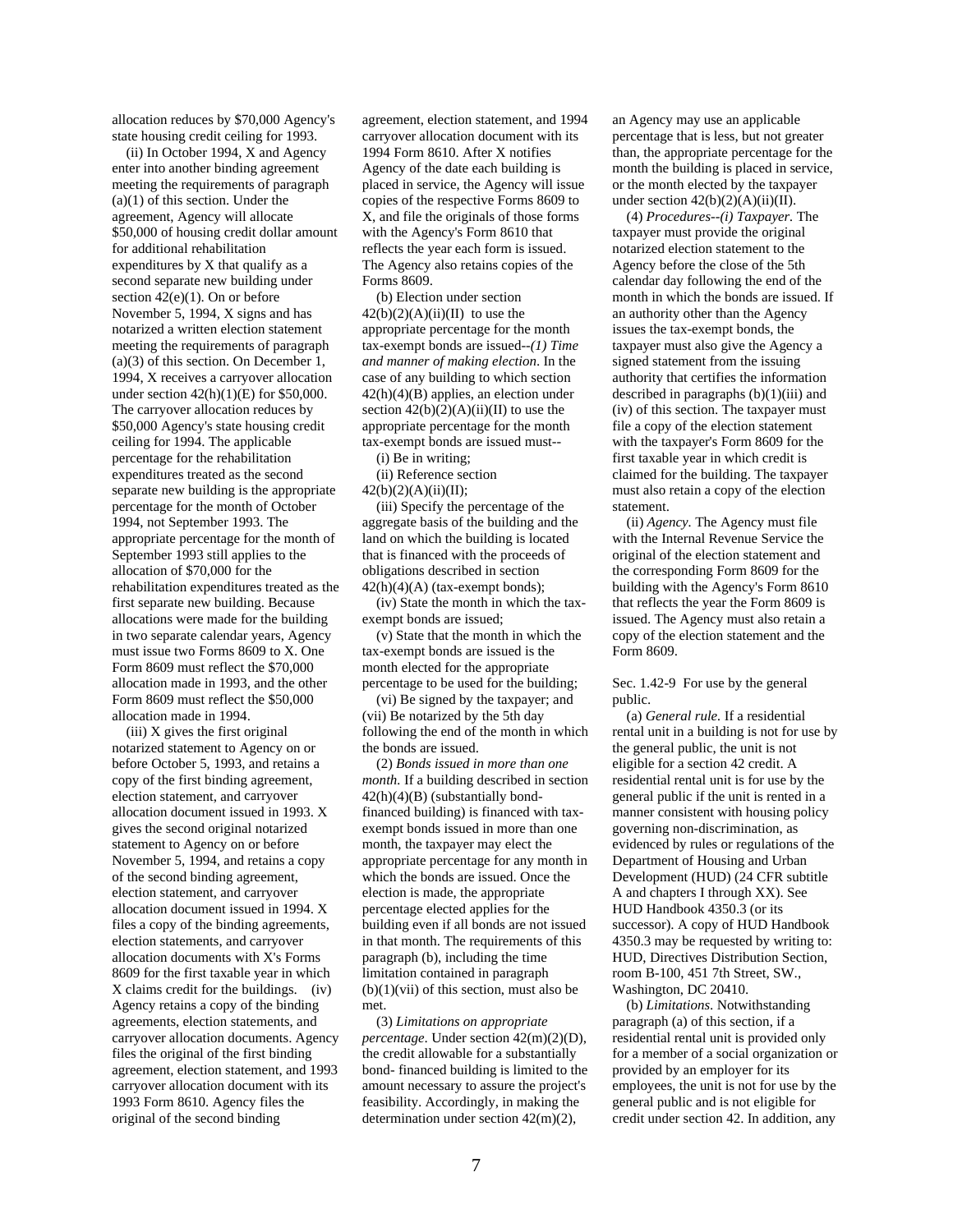allocation reduces by $70,000 Agency's state housing credit ceiling for 1993.

(ii) In October 1994, X and Agency enter into another binding agreement meeting the requirements of paragraph (a)(1) of this section. Under the agreement, Agency will allocate $50,000 of housing credit dollar amount for additional rehabilitation expenditures by X that qualify as a second separate new building under section 42(e)(1). On or before November 5, 1994, X signs and has notarized a written election statement meeting the requirements of paragraph (a)(3) of this section. On December 1, 1994, X receives a carryover allocation under section 42(h)(1)(E) for $50,000. The carryover allocation reduces by $50,000 Agency's state housing credit ceiling for 1994. The applicable percentage for the rehabilitation expenditures treated as the second separate new building is the appropriate percentage for the month of October 1994, not September 1993. The appropriate percentage for the month of September 1993 still applies to the allocation of $70,000 for the rehabilitation expenditures treated as the first separate new building. Because allocations were made for the building in two separate calendar years, Agency must issue two Forms 8609 to X. One Form 8609 must reflect the $70,000 allocation made in 1993, and the other Form 8609 must reflect the $50,000 allocation made in 1994.

(iii) X gives the first original notarized statement to Agency on or before October 5, 1993, and retains a copy of the first binding agreement, election statement, and carryover allocation document issued in 1993. X gives the second original notarized statement to Agency on or before November 5, 1994, and retains a copy of the second binding agreement, election statement, and carryover allocation document issued in 1994. X files a copy of the binding agreements, election statements, and carryover allocation documents with X's Forms 8609 for the first taxable year in which X claims credit for the buildings. (iv) Agency retains a copy of the binding agreements, election statements, and carryover allocation documents. Agency files the original of the first binding agreement, election statement, and 1993 carryover allocation document with its 1993 Form 8610. Agency files the original of the second binding agreement, election statement, and 1994 carryover allocation document with its 1994 Form 8610. After X notifies Agency of the date each building is placed in service, the Agency will issue copies of the respective Forms 8609 to X, and file the originals of those forms with the Agency's Form 8610 that reflects the year each form is issued. The Agency also retains copies of the Forms 8609.

(b) Election under section 42(b)(2)(A)(ii)(II) to use the appropriate percentage for the month tax-exempt bonds are issued--*(1) Time and manner of making election*. In the case of any building to which section 42(h)(4)(B) applies, an election under section 42(b)(2)(A)(ii)(II) to use the appropriate percentage for the month tax-exempt bonds are issued must--

(i) Be in writing;

(ii) Reference section 42(b)(2)(A)(ii)(II);

(iii) Specify the percentage of the aggregate basis of the building and the land on which the building is located that is financed with the proceeds of obligations described in section 42(h)(4)(A) (tax-exempt bonds);

(iv) State the month in which the tax-exempt bonds are issued;

(v) State that the month in which the tax-exempt bonds are issued is the month elected for the appropriate percentage to be used for the building;

(vi) Be signed by the taxpayer; and

(vii) Be notarized by the 5th day following the end of the month in which the bonds are issued.

(2) *Bonds issued in more than one month*. If a building described in section 42(h)(4)(B) (substantially bond-financed building) is financed with tax-exempt bonds issued in more than one month, the taxpayer may elect the appropriate percentage for any month in which the bonds are issued. Once the election is made, the appropriate percentage elected applies for the building even if all bonds are not issued in that month. The requirements of this paragraph (b), including the time limitation contained in paragraph (b)(1)(vii) of this section, must also be met.

(3) *Limitations on appropriate percentage*. Under section 42(m)(2)(D), the credit allowable for a substantially bond- financed building is limited to the amount necessary to assure the project's feasibility. Accordingly, in making the determination under section 42(m)(2), an Agency may use an applicable percentage that is less, but not greater than, the appropriate percentage for the month the building is placed in service, or the month elected by the taxpayer under section 42(b)(2)(A)(ii)(II).

(4) *Procedures--(i) Taxpayer*. The taxpayer must provide the original notarized election statement to the Agency before the close of the 5th calendar day following the end of the month in which the bonds are issued. If an authority other than the Agency issues the tax-exempt bonds, the taxpayer must also give the Agency a signed statement from the issuing authority that certifies the information described in paragraphs (b)(1)(iii) and (iv) of this section. The taxpayer must file a copy of the election statement with the taxpayer's Form 8609 for the first taxable year in which credit is claimed for the building. The taxpayer must also retain a copy of the election statement.

(ii) *Agency*. The Agency must file with the Internal Revenue Service the original of the election statement and the corresponding Form 8609 for the building with the Agency's Form 8610 that reflects the year the Form 8609 is issued. The Agency must also retain a copy of the election statement and the Form 8609.

Sec. 1.42-9 For use by the general public.

(a) *General rule*. If a residential rental unit in a building is not for use by the general public, the unit is not eligible for a section 42 credit. A residential rental unit is for use by the general public if the unit is rented in a manner consistent with housing policy governing non-discrimination, as evidenced by rules or regulations of the Department of Housing and Urban Development (HUD) (24 CFR subtitle A and chapters I through XX). See HUD Handbook 4350.3 (or its successor). A copy of HUD Handbook 4350.3 may be requested by writing to: HUD, Directives Distribution Section, room B-100, 451 7th Street, SW., Washington, DC 20410.

(b) *Limitations*. Notwithstanding paragraph (a) of this section, if a residential rental unit is provided only for a member of a social organization or provided by an employer for its employees, the unit is not for use by the general public and is not eligible for credit under section 42. In addition, any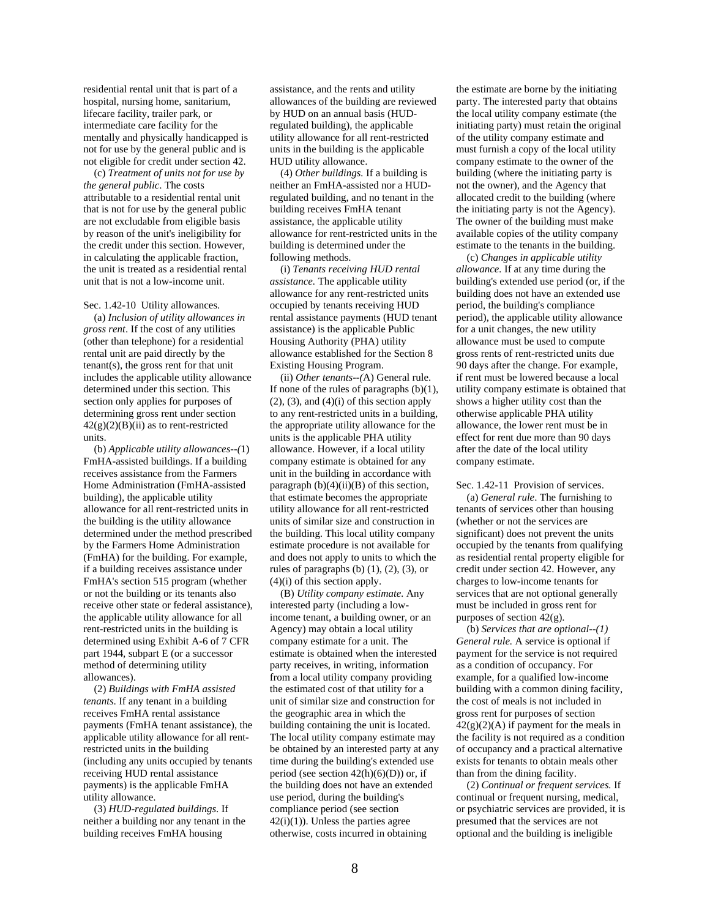residential rental unit that is part of a hospital, nursing home, sanitarium, lifecare facility, trailer park, or intermediate care facility for the mentally and physically handicapped is not for use by the general public and is not eligible for credit under section 42.

(c) *Treatment of units not for use by the general public*. The costs attributable to a residential rental unit that is not for use by the general public are not excludable from eligible basis by reason of the unit's ineligibility for the credit under this section. However, in calculating the applicable fraction, the unit is treated as a residential rental unit that is not a low-income unit.

Sec. 1.42-10 Utility allowances.

(a) *Inclusion of utility allowances in gross rent*. If the cost of any utilities (other than telephone) for a residential rental unit are paid directly by the tenant(s), the gross rent for that unit includes the applicable utility allowance determined under this section. This section only applies for purposes of determining gross rent under section 42(g)(2)(B)(ii) as to rent-restricted units.

(b) *Applicable utility allowances--(*1) FmHA-assisted buildings. If a building receives assistance from the Farmers Home Administration (FmHA-assisted building), the applicable utility allowance for all rent-restricted units in the building is the utility allowance determined under the method prescribed by the Farmers Home Administration (FmHA) for the building. For example, if a building receives assistance under FmHA's section 515 program (whether or not the building or its tenants also receive other state or federal assistance), the applicable utility allowance for all rent-restricted units in the building is determined using Exhibit A-6 of 7 CFR part 1944, subpart E (or a successor method of determining utility allowances).

(2) *Buildings with FmHA assisted tenants*. If any tenant in a building receives FmHA rental assistance payments (FmHA tenant assistance), the applicable utility allowance for all rent-restricted units in the building (including any units occupied by tenants receiving HUD rental assistance payments) is the applicable FmHA utility allowance.

(3) *HUD-regulated buildings*. If neither a building nor any tenant in the building receives FmHA housing assistance, and the rents and utility allowances of the building are reviewed by HUD on an annual basis (HUD-regulated building), the applicable utility allowance for all rent-restricted units in the building is the applicable HUD utility allowance.

(4) *Other buildings*. If a building is neither an FmHA-assisted nor a HUD-regulated building, and no tenant in the building receives FmHA tenant assistance, the applicable utility allowance for rent-restricted units in the building is determined under the following methods.

(i) *Tenants receiving HUD rental assistance*. The applicable utility allowance for any rent-restricted units occupied by tenants receiving HUD rental assistance payments (HUD tenant assistance) is the applicable Public Housing Authority (PHA) utility allowance established for the Section 8 Existing Housing Program.

(ii) *Other tenants--(*A) General rule. If none of the rules of paragraphs (b)(1), (2), (3), and (4)(i) of this section apply to any rent-restricted units in a building, the appropriate utility allowance for the units is the applicable PHA utility allowance. However, if a local utility company estimate is obtained for any unit in the building in accordance with paragraph (b)(4)(ii)(B) of this section, that estimate becomes the appropriate utility allowance for all rent-restricted units of similar size and construction in the building. This local utility company estimate procedure is not available for and does not apply to units to which the rules of paragraphs (b) (1), (2), (3), or (4)(i) of this section apply.

(B) *Utility company estimate*. Any interested party (including a low-income tenant, a building owner, or an Agency) may obtain a local utility company estimate for a unit. The estimate is obtained when the interested party receives, in writing, information from a local utility company providing the estimated cost of that utility for a unit of similar size and construction for the geographic area in which the building containing the unit is located. The local utility company estimate may be obtained by an interested party at any time during the building's extended use period (see section 42(h)(6)(D)) or, if the building does not have an extended use period, during the building's compliance period (see section 42(i)(1)). Unless the parties agree otherwise, costs incurred in obtaining the estimate are borne by the initiating party. The interested party that obtains the local utility company estimate (the initiating party) must retain the original of the utility company estimate and must furnish a copy of the local utility company estimate to the owner of the building (where the initiating party is not the owner), and the Agency that allocated credit to the building (where the initiating party is not the Agency). The owner of the building must make available copies of the utility company estimate to the tenants in the building.

(c) *Changes in applicable utility allowance*. If at any time during the building's extended use period (or, if the building does not have an extended use period, the building's compliance period), the applicable utility allowance for a unit changes, the new utility allowance must be used to compute gross rents of rent-restricted units due 90 days after the change. For example, if rent must be lowered because a local utility company estimate is obtained that shows a higher utility cost than the otherwise applicable PHA utility allowance, the lower rent must be in effect for rent due more than 90 days after the date of the local utility company estimate.

Sec. 1.42-11 Provision of services.

(a) *General rule*. The furnishing to tenants of services other than housing (whether or not the services are significant) does not prevent the units occupied by the tenants from qualifying as residential rental property eligible for credit under section 42. However, any charges to low-income tenants for services that are not optional generally must be included in gross rent for purposes of section 42(g).

(b) *Services that are optional--(1) General rule.* A service is optional if payment for the service is not required as a condition of occupancy. For example, for a qualified low-income building with a common dining facility, the cost of meals is not included in gross rent for purposes of section 42(g)(2)(A) if payment for the meals in the facility is not required as a condition of occupancy and a practical alternative exists for tenants to obtain meals other than from the dining facility.

(2) *Continual or frequent services.* If continual or frequent nursing, medical, or psychiatric services are provided, it is presumed that the services are not optional and the building is ineligible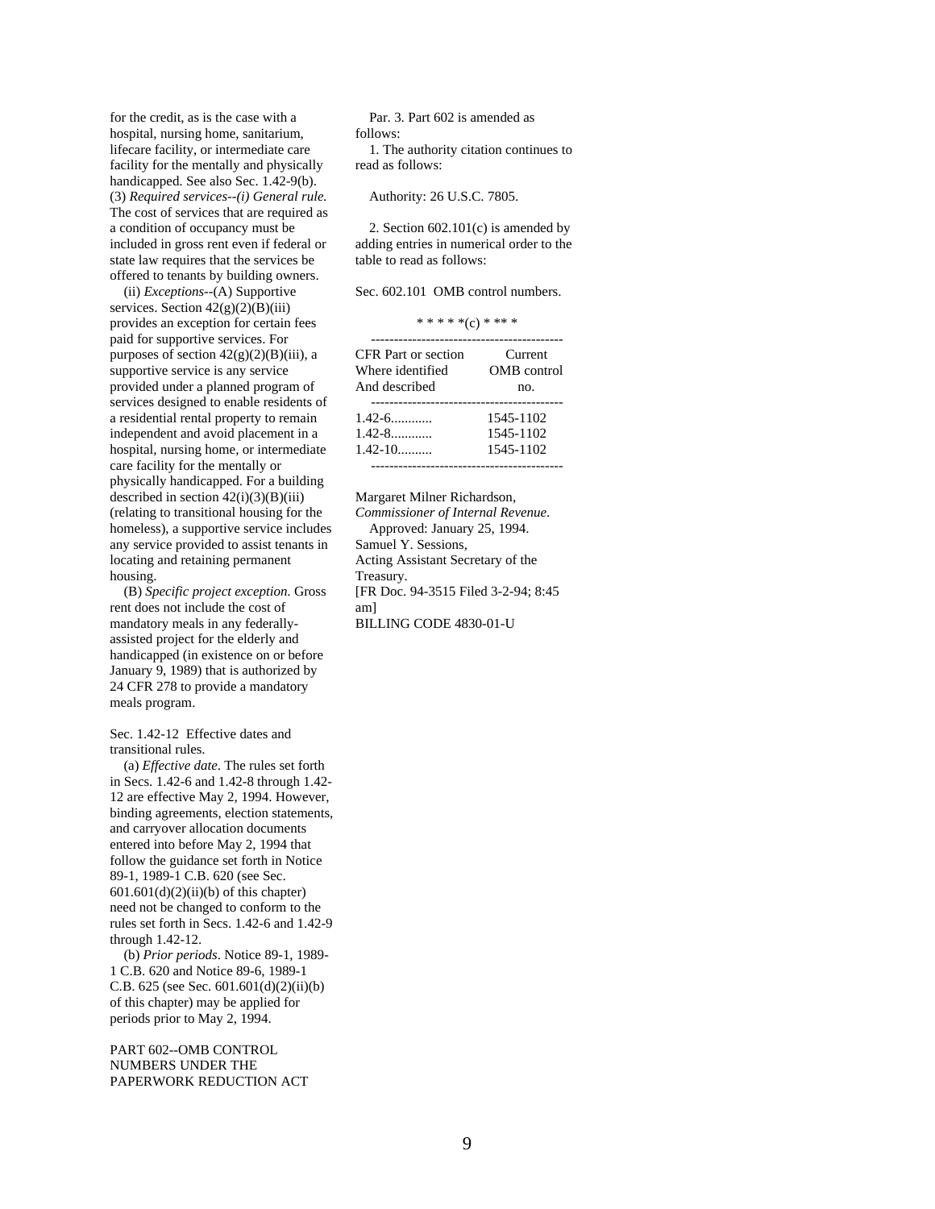for the credit, as is the case with a hospital, nursing home, sanitarium, lifecare facility, or intermediate care facility for the mentally and physically handicapped. See also Sec. 1.42-9(b).

(3) *Required services--(i) General rule.* The cost of services that are required as a condition of occupancy must be included in gross rent even if federal or state law requires that the services be offered to tenants by building owners.

(ii) *Exceptions*--(A) Supportive services. Section 42(g)(2)(B)(iii) provides an exception for certain fees paid for supportive services. For purposes of section 42(g)(2)(B)(iii), a supportive service is any service provided under a planned program of services designed to enable residents of a residential rental property to remain independent and avoid placement in a hospital, nursing home, or intermediate care facility for the mentally or physically handicapped. For a building described in section 42(i)(3)(B)(iii) (relating to transitional housing for the homeless), a supportive service includes any service provided to assist tenants in locating and retaining permanent housing.

(B) *Specific project exception.* Gross rent does not include the cost of mandatory meals in any federally-assisted project for the elderly and handicapped (in existence on or before January 9, 1989) that is authorized by 24 CFR 278 to provide a mandatory meals program.

Sec. 1.42-12 Effective dates and transitional rules.

(a) *Effective date.* The rules set forth in Secs. 1.42-6 and 1.42-8 through 1.42-12 are effective May 2, 1994. However, binding agreements, election statements, and carryover allocation documents entered into before May 2, 1994 that follow the guidance set forth in Notice 89-1, 1989-1 C.B. 620 (see Sec. 601.601(d)(2)(ii)(b) of this chapter) need not be changed to conform to the rules set forth in Secs. 1.42-6 and 1.42-9 through 1.42-12.

(b) *Prior periods.* Notice 89-1, 1989-1 C.B. 620 and Notice 89-6, 1989-1 C.B. 625 (see Sec. 601.601(d)(2)(ii)(b) of this chapter) may be applied for periods prior to May 2, 1994.

PART 602--OMB CONTROL NUMBERS UNDER THE PAPERWORK REDUCTION ACT

Par. 3. Part 602 is amended as follows:

1. The authority citation continues to read as follows:

Authority: 26 U.S.C. 7805.

2. Section 602.101(c) is amended by adding entries in numerical order to the table to read as follows:

Sec. 602.101 OMB control numbers.

\* \* \* \* \*(c) \* \*\* \*

| CFR Part or section Where identified And described | Current OMB control no. |
|---|---|
| 1.42-6............ | 1545-1102 |
| 1.42-8............ | 1545-1102 |
| 1.42-10.......... | 1545-1102 |

Margaret Milner Richardson,
*Commissioner of Internal Revenue.*

Approved: January 25, 1994.
Samuel Y. Sessions,
Acting Assistant Secretary of the Treasury.
[FR Doc. 94-3515 Filed 3-2-94; 8:45 am]
BILLING CODE 4830-01-U